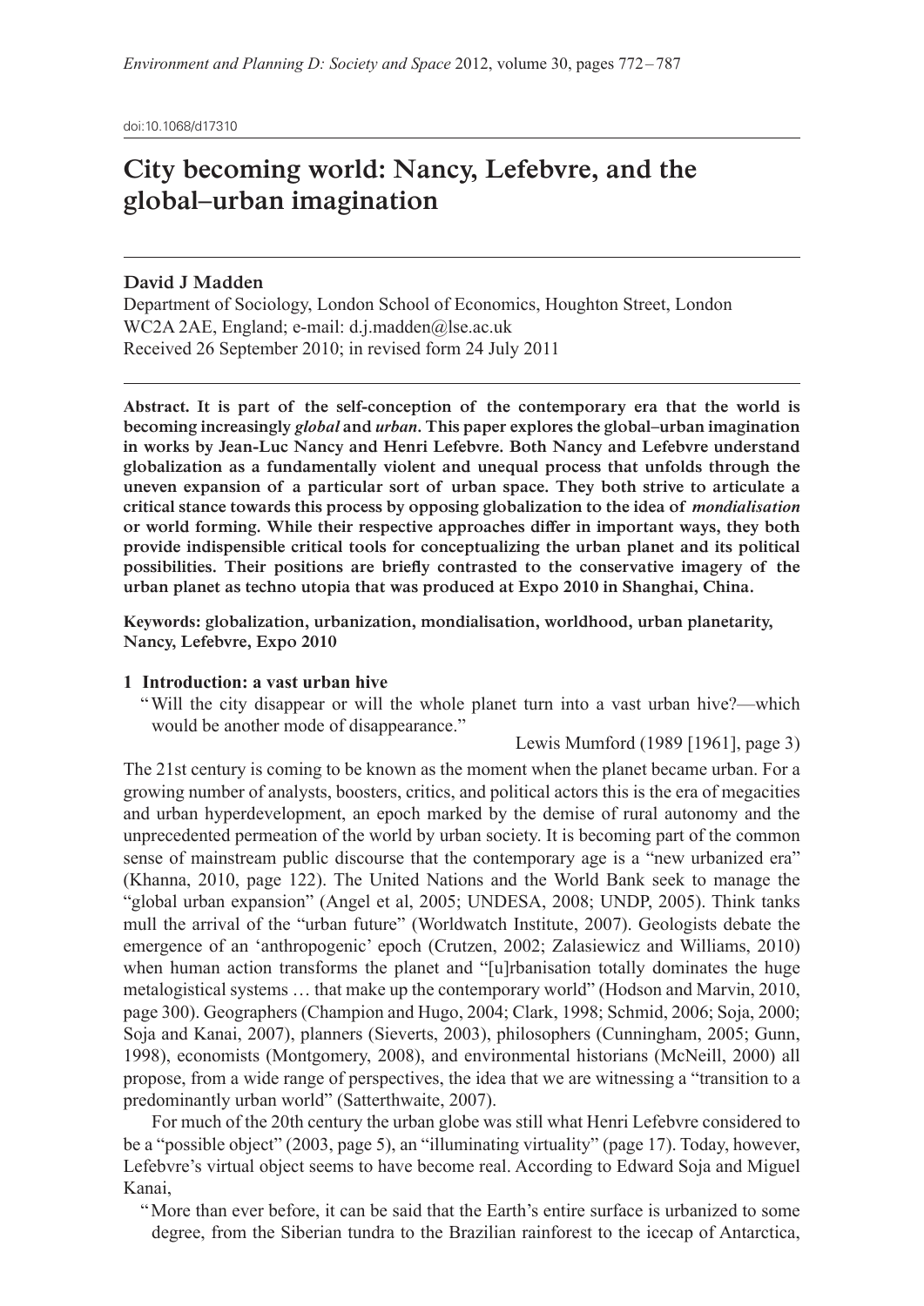doi:10.1068/d17310

# City becoming world: Nancy, Lefebvre, and the global–urban imagination

**David J Madden**

Department of Sociology, London School of Economics, Houghton Street, London WC2A 2AE, England; e-mail: d.j.madden@lse.ac.uk

Received 26 September 2010; in revised form 24 July 2011

**Abstract. It is part of the self-conception of the contemporary era that the world is becoming increasingly *global* and *urban*. This paper explores the global–urban imagination in works by Jean-Luc Nancy and Henri Lefebvre. Both Nancy and Lefebvre understand globalization as a fundamentally violent and unequal process that unfolds through the uneven expansion of a particular sort of urban space. They both strive to articulate a critical stance towards this process by opposing globalization to the idea of *mondialisation* or world forming. While their respective approaches differ in important ways, they both provide indispensible critical tools for conceptualizing the urban planet and its political possibilities. Their positions are briefly contrasted to the conservative imagery of the urban planet as techno utopia that was produced at Expo 2010 in Shanghai, China.**

**Keywords: globalization, urbanization, mondialisation, worldhood, urban planetarity, Nancy, Lefebvre, Expo 2010**

## 1 Introduction: a vast urban hive

> "Will the city disappear or will the whole planet turn into a vast urban hive?—which would be another mode of disappearance."
>
> Lewis Mumford (1989 [1961], page 3)

The 21st century is coming to be known as the moment when the planet became urban. For a growing number of analysts, boosters, critics, and political actors this is the era of megacities and urban hyperdevelopment, an epoch marked by the demise of rural autonomy and the unprecedented permeation of the world by urban society. It is becoming part of the common sense of mainstream public discourse that the contemporary age is a "new urbanized era" (Khanna, 2010, page 122). The United Nations and the World Bank seek to manage the "global urban expansion" (Angel et al, 2005; UNDESA, 2008; UNDP, 2005). Think tanks mull the arrival of the "urban future" (Worldwatch Institute, 2007). Geologists debate the emergence of an 'anthropogenic' epoch (Crutzen, 2002; Zalasiewicz and Williams, 2010) when human action transforms the planet and "[u]rbanisation totally dominates the huge metalogistical systems … that make up the contemporary world" (Hodson and Marvin, 2010, page 300). Geographers (Champion and Hugo, 2004; Clark, 1998; Schmid, 2006; Soja, 2000; Soja and Kanai, 2007), planners (Sieverts, 2003), philosophers (Cunningham, 2005; Gunn, 1998), economists (Montgomery, 2008), and environmental historians (McNeill, 2000) all propose, from a wide range of perspectives, the idea that we are witnessing a "transition to a predominantly urban world" (Satterthwaite, 2007).

For much of the 20th century the urban globe was still what Henri Lefebvre considered to be a "possible object" (2003, page 5), an "illuminating virtuality" (page 17). Today, however, Lefebvre's virtual object seems to have become real. According to Edward Soja and Miguel Kanai,

> "More than ever before, it can be said that the Earth's entire surface is urbanized to some degree, from the Siberian tundra to the Brazilian rainforest to the icecap of Antarctica,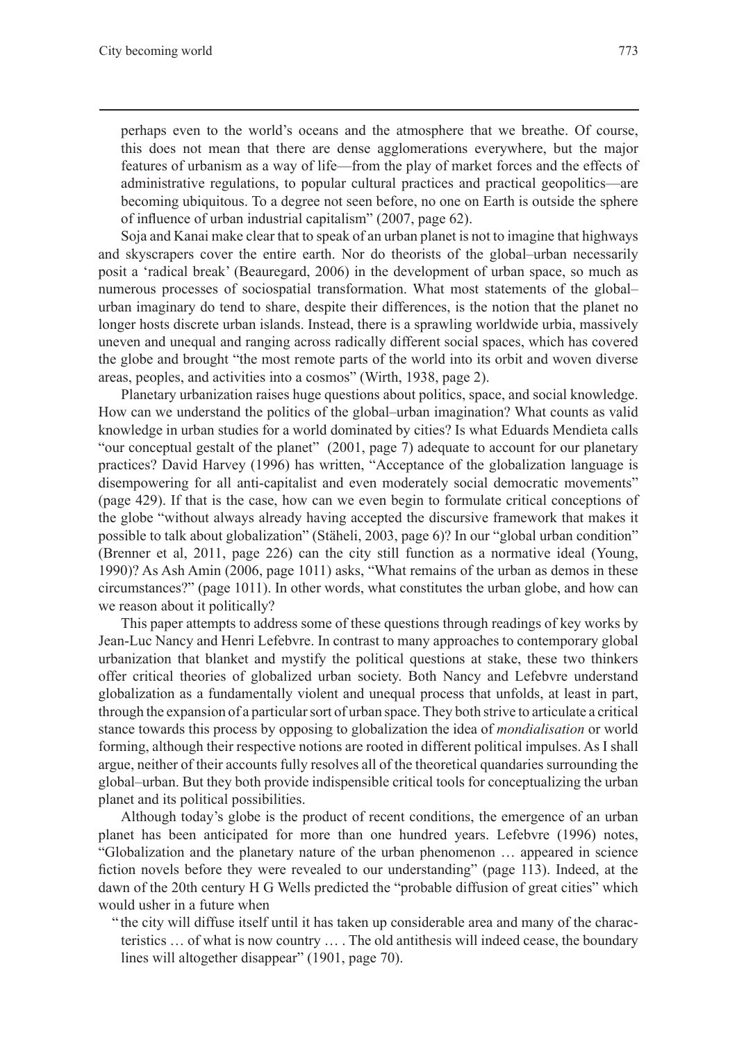perhaps even to the world's oceans and the atmosphere that we breathe. Of course, this does not mean that there are dense agglomerations everywhere, but the major features of urbanism as a way of life—from the play of market forces and the effects of administrative regulations, to popular cultural practices and practical geopolitics—are becoming ubiquitous. To a degree not seen before, no one on Earth is outside the sphere of influence of urban industrial capitalism" (2007, page 62).

Soja and Kanai make clear that to speak of an urban planet is not to imagine that highways and skyscrapers cover the entire earth. Nor do theorists of the global–urban necessarily posit a 'radical break' (Beauregard, 2006) in the development of urban space, so much as numerous processes of sociospatial transformation. What most statements of the global–urban imaginary do tend to share, despite their differences, is the notion that the planet no longer hosts discrete urban islands. Instead, there is a sprawling worldwide urbia, massively uneven and unequal and ranging across radically different social spaces, which has covered the globe and brought "the most remote parts of the world into its orbit and woven diverse areas, peoples, and activities into a cosmos" (Wirth, 1938, page 2).

Planetary urbanization raises huge questions about politics, space, and social knowledge. How can we understand the politics of the global–urban imagination? What counts as valid knowledge in urban studies for a world dominated by cities? Is what Eduards Mendieta calls "our conceptual gestalt of the planet" (2001, page 7) adequate to account for our planetary practices? David Harvey (1996) has written, "Acceptance of the globalization language is disempowering for all anti-capitalist and even moderately social democratic movements" (page 429). If that is the case, how can we even begin to formulate critical conceptions of the globe "without always already having accepted the discursive framework that makes it possible to talk about globalization" (Stäheli, 2003, page 6)? In our "global urban condition" (Brenner et al, 2011, page 226) can the city still function as a normative ideal (Young, 1990)? As Ash Amin (2006, page 1011) asks, "What remains of the urban as demos in these circumstances?" (page 1011). In other words, what constitutes the urban globe, and how can we reason about it politically?

This paper attempts to address some of these questions through readings of key works by Jean-Luc Nancy and Henri Lefebvre. In contrast to many approaches to contemporary global urbanization that blanket and mystify the political questions at stake, these two thinkers offer critical theories of globalized urban society. Both Nancy and Lefebvre understand globalization as a fundamentally violent and unequal process that unfolds, at least in part, through the expansion of a particular sort of urban space. They both strive to articulate a critical stance towards this process by opposing to globalization the idea of *mondialisation* or world forming, although their respective notions are rooted in different political impulses. As I shall argue, neither of their accounts fully resolves all of the theoretical quandaries surrounding the global–urban. But they both provide indispensible critical tools for conceptualizing the urban planet and its political possibilities.

Although today's globe is the product of recent conditions, the emergence of an urban planet has been anticipated for more than one hundred years. Lefebvre (1996) notes, "Globalization and the planetary nature of the urban phenomenon … appeared in science fiction novels before they were revealed to our understanding" (page 113). Indeed, at the dawn of the 20th century H G Wells predicted the "probable diffusion of great cities" which would usher in a future when

"the city will diffuse itself until it has taken up considerable area and many of the characteristics … of what is now country … . The old antithesis will indeed cease, the boundary lines will altogether disappear" (1901, page 70).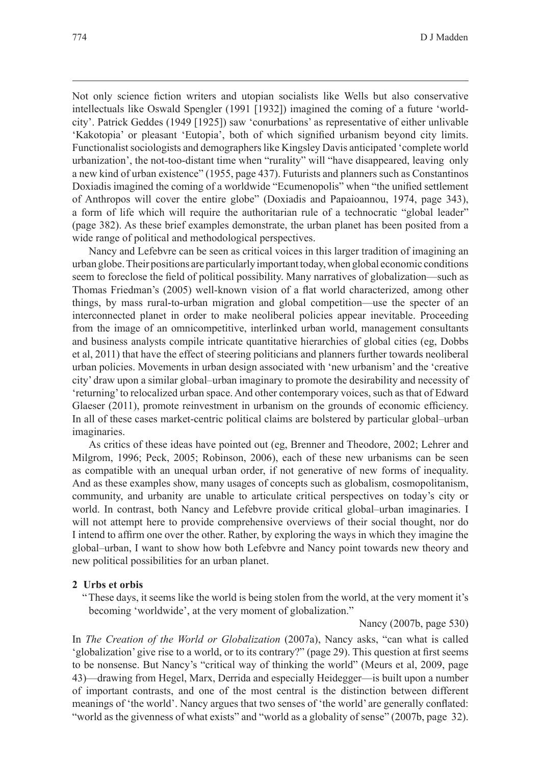Not only science fiction writers and utopian socialists like Wells but also conservative intellectuals like Oswald Spengler (1991 [1932]) imagined the coming of a future 'world-city'. Patrick Geddes (1949 [1925]) saw 'conurbations' as representative of either unlivable 'Kakotopia' or pleasant 'Eutopia', both of which signified urbanism beyond city limits. Functionalist sociologists and demographers like Kingsley Davis anticipated 'complete world urbanization', the not-too-distant time when "rurality" will "have disappeared, leaving only a new kind of urban existence" (1955, page 437). Futurists and planners such as Constantinos Doxiadis imagined the coming of a worldwide "Ecumenopolis" when "the unified settlement of Anthropos will cover the entire globe" (Doxiadis and Papaioannou, 1974, page 343), a form of life which will require the authoritarian rule of a technocratic "global leader" (page 382). As these brief examples demonstrate, the urban planet has been posited from a wide range of political and methodological perspectives.

Nancy and Lefebvre can be seen as critical voices in this larger tradition of imagining an urban globe. Their positions are particularly important today, when global economic conditions seem to foreclose the field of political possibility. Many narratives of globalization—such as Thomas Friedman's (2005) well-known vision of a flat world characterized, among other things, by mass rural-to-urban migration and global competition—use the specter of an interconnected planet in order to make neoliberal policies appear inevitable. Proceeding from the image of an omnicompetitive, interlinked urban world, management consultants and business analysts compile intricate quantitative hierarchies of global cities (eg, Dobbs et al, 2011) that have the effect of steering politicians and planners further towards neoliberal urban policies. Movements in urban design associated with 'new urbanism' and the 'creative city' draw upon a similar global–urban imaginary to promote the desirability and necessity of 'returning' to relocalized urban space. And other contemporary voices, such as that of Edward Glaeser (2011), promote reinvestment in urbanism on the grounds of economic efficiency. In all of these cases market-centric political claims are bolstered by particular global–urban imaginaries.

As critics of these ideas have pointed out (eg, Brenner and Theodore, 2002; Lehrer and Milgrom, 1996; Peck, 2005; Robinson, 2006), each of these new urbanisms can be seen as compatible with an unequal urban order, if not generative of new forms of inequality. And as these examples show, many usages of concepts such as globalism, cosmopolitanism, community, and urbanity are unable to articulate critical perspectives on today's city or world. In contrast, both Nancy and Lefebvre provide critical global–urban imaginaries. I will not attempt here to provide comprehensive overviews of their social thought, nor do I intend to affirm one over the other. Rather, by exploring the ways in which they imagine the global–urban, I want to show how both Lefebvre and Nancy point towards new theory and new political possibilities for an urban planet.

## 2 Urbs et orbis

> "These days, it seems like the world is being stolen from the world, at the very moment it's becoming 'worldwide', at the very moment of globalization."
>
> Nancy (2007b, page 530)

In *The Creation of the World or Globalization* (2007a), Nancy asks, "can what is called 'globalization' give rise to a world, or to its contrary?" (page 29). This question at first seems to be nonsense. But Nancy's "critical way of thinking the world" (Meurs et al, 2009, page 43)—drawing from Hegel, Marx, Derrida and especially Heidegger—is built upon a number of important contrasts, and one of the most central is the distinction between different meanings of 'the world'. Nancy argues that two senses of 'the world' are generally conflated: "world as the givenness of what exists" and "world as a globality of sense" (2007b, page 32).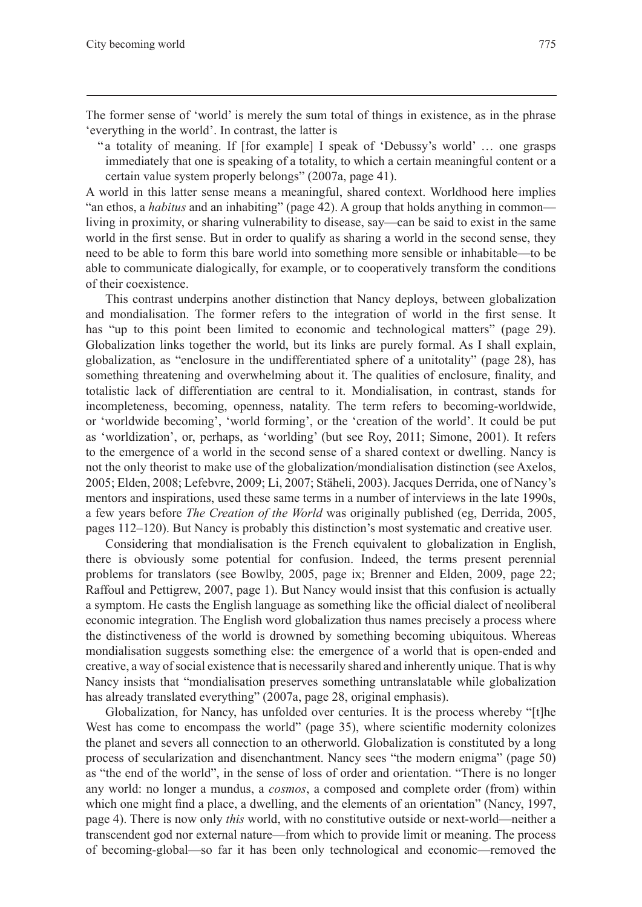The former sense of 'world' is merely the sum total of things in existence, as in the phrase 'everything in the world'. In contrast, the latter is

> "a totality of meaning. If [for example] I speak of 'Debussy's world' … one grasps immediately that one is speaking of a totality, to which a certain meaningful content or a certain value system properly belongs" (2007a, page 41).

A world in this latter sense means a meaningful, shared context. Worldhood here implies "an ethos, a *habitus* and an inhabiting" (page 42). A group that holds anything in common—living in proximity, or sharing vulnerability to disease, say—can be said to exist in the same world in the first sense. But in order to qualify as sharing a world in the second sense, they need to be able to form this bare world into something more sensible or inhabitable—to be able to communicate dialogically, for example, or to cooperatively transform the conditions of their coexistence.

This contrast underpins another distinction that Nancy deploys, between globalization and mondialisation. The former refers to the integration of world in the first sense. It has "up to this point been limited to economic and technological matters" (page 29). Globalization links together the world, but its links are purely formal. As I shall explain, globalization, as "enclosure in the undifferentiated sphere of a unitotality" (page 28), has something threatening and overwhelming about it. The qualities of enclosure, finality, and totalistic lack of differentiation are central to it. Mondialisation, in contrast, stands for incompleteness, becoming, openness, natality. The term refers to becoming-worldwide, or 'worldwide becoming', 'world forming', or the 'creation of the world'. It could be put as 'worldization', or, perhaps, as 'worlding' (but see Roy, 2011; Simone, 2001). It refers to the emergence of a world in the second sense of a shared context or dwelling. Nancy is not the only theorist to make use of the globalization/mondialisation distinction (see Axelos, 2005; Elden, 2008; Lefebvre, 2009; Li, 2007; Stäheli, 2003). Jacques Derrida, one of Nancy's mentors and inspirations, used these same terms in a number of interviews in the late 1990s, a few years before *The Creation of the World* was originally published (eg, Derrida, 2005, pages 112–120). But Nancy is probably this distinction's most systematic and creative user.

Considering that mondialisation is the French equivalent to globalization in English, there is obviously some potential for confusion. Indeed, the terms present perennial problems for translators (see Bowlby, 2005, page ix; Brenner and Elden, 2009, page 22; Raffoul and Pettigrew, 2007, page 1). But Nancy would insist that this confusion is actually a symptom. He casts the English language as something like the official dialect of neoliberal economic integration. The English word globalization thus names precisely a process where the distinctiveness of the world is drowned by something becoming ubiquitous. Whereas mondialisation suggests something else: the emergence of a world that is open-ended and creative, a way of social existence that is necessarily shared and inherently unique. That is why Nancy insists that "mondialisation preserves something untranslatable while globalization has already translated everything" (2007a, page 28, original emphasis).

Globalization, for Nancy, has unfolded over centuries. It is the process whereby "[t]he West has come to encompass the world" (page 35), where scientific modernity colonizes the planet and severs all connection to an otherworld. Globalization is constituted by a long process of secularization and disenchantment. Nancy sees "the modern enigma" (page 50) as "the end of the world", in the sense of loss of order and orientation. "There is no longer any world: no longer a mundus, a *cosmos*, a composed and complete order (from) within which one might find a place, a dwelling, and the elements of an orientation" (Nancy, 1997, page 4). There is now only *this* world, with no constitutive outside or next-world—neither a transcendent god nor external nature—from which to provide limit or meaning. The process of becoming-global—so far it has been only technological and economic—removed the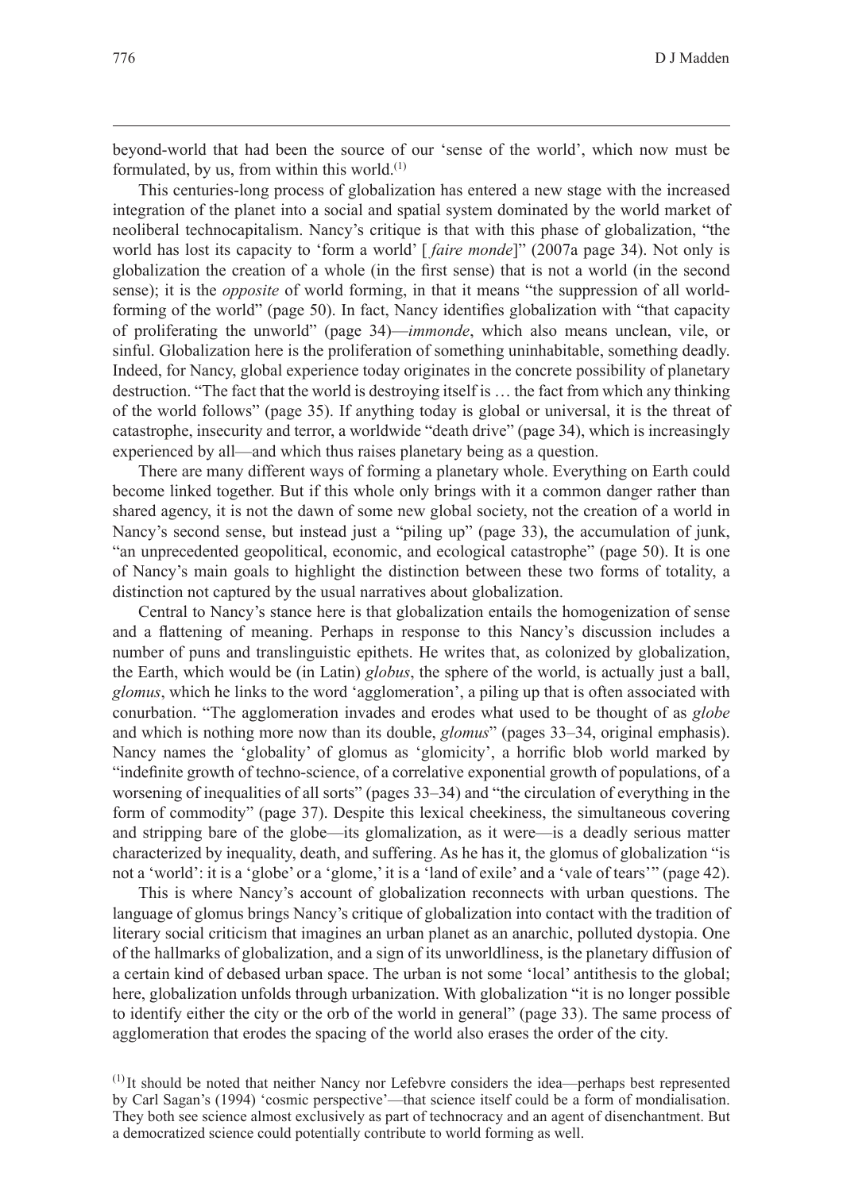beyond-world that had been the source of our 'sense of the world', which now must be formulated, by us, from within this world.[(1)]

This centuries-long process of globalization has entered a new stage with the increased integration of the planet into a social and spatial system dominated by the world market of neoliberal technocapitalism. Nancy's critique is that with this phase of globalization, "the world has lost its capacity to 'form a world' [*faire monde*]" (2007a page 34). Not only is globalization the creation of a whole (in the first sense) that is not a world (in the second sense); it is the *opposite* of world forming, in that it means "the suppression of all world-forming of the world" (page 50). In fact, Nancy identifies globalization with "that capacity of proliferating the unworld" (page 34)—*immonde*, which also means unclean, vile, or sinful. Globalization here is the proliferation of something uninhabitable, something deadly. Indeed, for Nancy, global experience today originates in the concrete possibility of planetary destruction. "The fact that the world is destroying itself is … the fact from which any thinking of the world follows" (page 35). If anything today is global or universal, it is the threat of catastrophe, insecurity and terror, a worldwide "death drive" (page 34), which is increasingly experienced by all—and which thus raises planetary being as a question.

There are many different ways of forming a planetary whole. Everything on Earth could become linked together. But if this whole only brings with it a common danger rather than shared agency, it is not the dawn of some new global society, not the creation of a world in Nancy's second sense, but instead just a "piling up" (page 33), the accumulation of junk, "an unprecedented geopolitical, economic, and ecological catastrophe" (page 50). It is one of Nancy's main goals to highlight the distinction between these two forms of totality, a distinction not captured by the usual narratives about globalization.

Central to Nancy's stance here is that globalization entails the homogenization of sense and a flattening of meaning. Perhaps in response to this Nancy's discussion includes a number of puns and translinguistic epithets. He writes that, as colonized by globalization, the Earth, which would be (in Latin) *globus*, the sphere of the world, is actually just a ball, *glomus*, which he links to the word 'agglomeration', a piling up that is often associated with conurbation. "The agglomeration invades and erodes what used to be thought of as *globe* and which is nothing more now than its double, *glomus*" (pages 33–34, original emphasis). Nancy names the 'globality' of glomus as 'glomicity', a horrific blob world marked by "indefinite growth of techno-science, of a correlative exponential growth of populations, of a worsening of inequalities of all sorts" (pages 33–34) and "the circulation of everything in the form of commodity" (page 37). Despite this lexical cheekiness, the simultaneous covering and stripping bare of the globe—its glomalization, as it were—is a deadly serious matter characterized by inequality, death, and suffering. As he has it, the glomus of globalization "is not a 'world': it is a 'globe' or a 'glome,' it is a 'land of exile' and a 'vale of tears'" (page 42).

This is where Nancy's account of globalization reconnects with urban questions. The language of glomus brings Nancy's critique of globalization into contact with the tradition of literary social criticism that imagines an urban planet as an anarchic, polluted dystopia. One of the hallmarks of globalization, and a sign of its unworldliness, is the planetary diffusion of a certain kind of debased urban space. The urban is not some 'local' antithesis to the global; here, globalization unfolds through urbanization. With globalization "it is no longer possible to identify either the city or the orb of the world in general" (page 33). The same process of agglomeration that erodes the spacing of the world also erases the order of the city.

[(1)] It should be noted that neither Nancy nor Lefebvre considers the idea—perhaps best represented by Carl Sagan's (1994) 'cosmic perspective'—that science itself could be a form of mondialisation. They both see science almost exclusively as part of technocracy and an agent of disenchantment. But a democratized science could potentially contribute to world forming as well.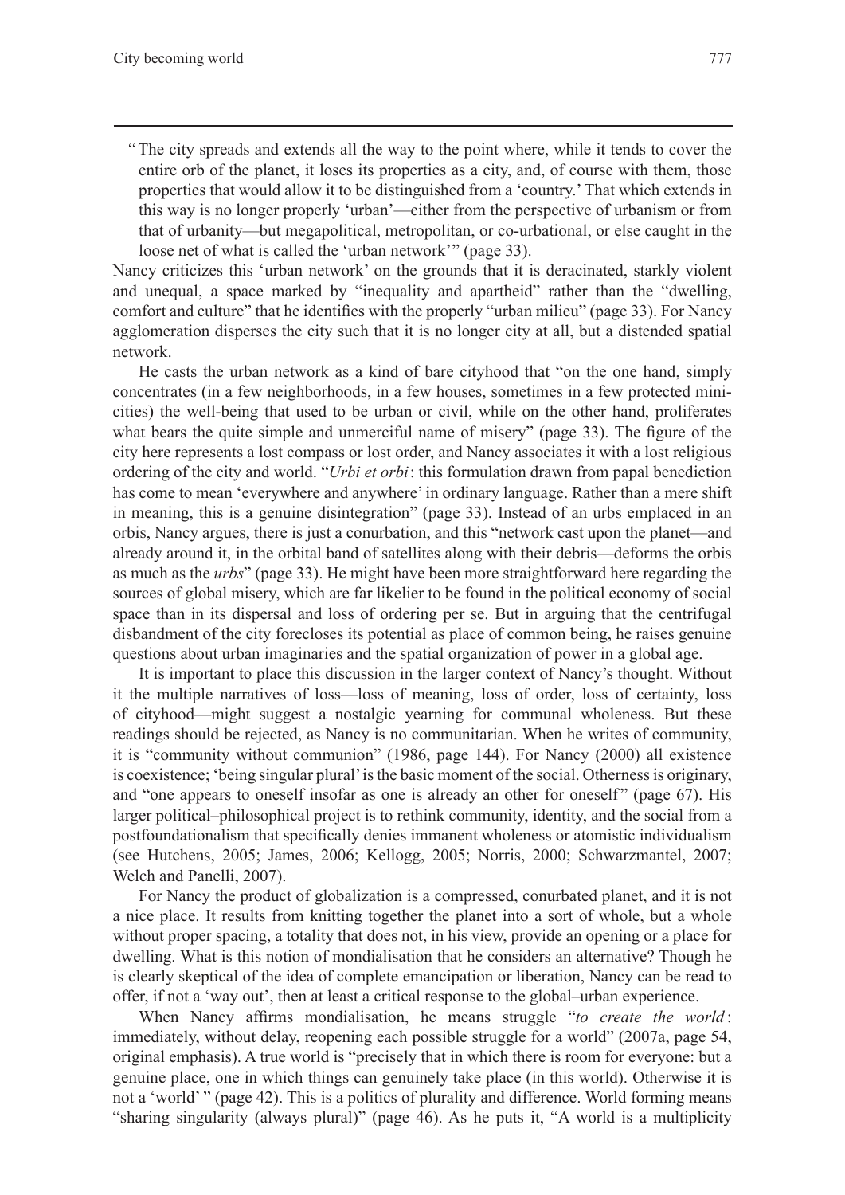> "The city spreads and extends all the way to the point where, while it tends to cover the entire orb of the planet, it loses its properties as a city, and, of course with them, those properties that would allow it to be distinguished from a 'country.' That which extends in this way is no longer properly 'urban'—either from the perspective of urbanism or from that of urbanity—but megapolitical, metropolitan, or co-urbational, or else caught in the loose net of what is called the 'urban network'" (page 33).

Nancy criticizes this 'urban network' on the grounds that it is deracinated, starkly violent and unequal, a space marked by "inequality and apartheid" rather than the "dwelling, comfort and culture" that he identifies with the properly "urban milieu" (page 33). For Nancy agglomeration disperses the city such that it is no longer city at all, but a distended spatial network.

He casts the urban network as a kind of bare cityhood that "on the one hand, simply concentrates (in a few neighborhoods, in a few houses, sometimes in a few protected mini-cities) the well-being that used to be urban or civil, while on the other hand, proliferates what bears the quite simple and unmerciful name of misery" (page 33). The figure of the city here represents a lost compass or lost order, and Nancy associates it with a lost religious ordering of the city and world. "*Urbi et orbi*: this formulation drawn from papal benediction has come to mean 'everywhere and anywhere' in ordinary language. Rather than a mere shift in meaning, this is a genuine disintegration" (page 33). Instead of an urbs emplaced in an orbis, Nancy argues, there is just a conurbation, and this "network cast upon the planet—and already around it, in the orbital band of satellites along with their debris—deforms the orbis as much as the *urbs*" (page 33). He might have been more straightforward here regarding the sources of global misery, which are far likelier to be found in the political economy of social space than in its dispersal and loss of ordering per se. But in arguing that the centrifugal disbandment of the city forecloses its potential as place of common being, he raises genuine questions about urban imaginaries and the spatial organization of power in a global age.

It is important to place this discussion in the larger context of Nancy's thought. Without it the multiple narratives of loss—loss of meaning, loss of order, loss of certainty, loss of cityhood—might suggest a nostalgic yearning for communal wholeness. But these readings should be rejected, as Nancy is no communitarian. When he writes of community, it is "community without communion" (1986, page 144). For Nancy (2000) all existence is coexistence; 'being singular plural' is the basic moment of the social. Otherness is originary, and "one appears to oneself insofar as one is already an other for oneself" (page 67). His larger political–philosophical project is to rethink community, identity, and the social from a postfoundationalism that specifically denies immanent wholeness or atomistic individualism (see Hutchens, 2005; James, 2006; Kellogg, 2005; Norris, 2000; Schwarzmantel, 2007; Welch and Panelli, 2007).

For Nancy the product of globalization is a compressed, conurbated planet, and it is not a nice place. It results from knitting together the planet into a sort of whole, but a whole without proper spacing, a totality that does not, in his view, provide an opening or a place for dwelling. What is this notion of mondialisation that he considers an alternative? Though he is clearly skeptical of the idea of complete emancipation or liberation, Nancy can be read to offer, if not a 'way out', then at least a critical response to the global–urban experience.

When Nancy affirms mondialisation, he means struggle "*to create the world*: immediately, without delay, reopening each possible struggle for a world" (2007a, page 54, original emphasis). A true world is "precisely that in which there is room for everyone: but a genuine place, one in which things can genuinely take place (in this world). Otherwise it is not a 'world'" (page 42). This is a politics of plurality and difference. World forming means "sharing singularity (always plural)" (page 46). As he puts it, "A world is a multiplicity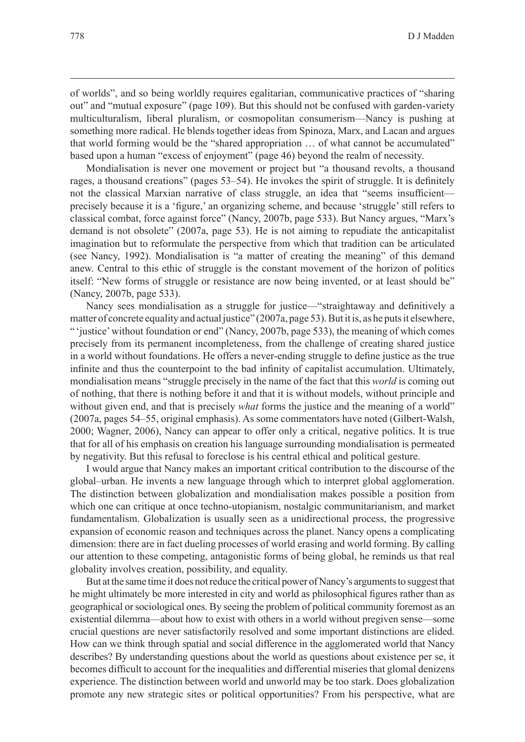of worlds", and so being worldly requires egalitarian, communicative practices of "sharing out" and "mutual exposure" (page 109). But this should not be confused with garden-variety multiculturalism, liberal pluralism, or cosmopolitan consumerism—Nancy is pushing at something more radical. He blends together ideas from Spinoza, Marx, and Lacan and argues that world forming would be the "shared appropriation … of what cannot be accumulated" based upon a human "excess of enjoyment" (page 46) beyond the realm of necessity.

Mondialisation is never one movement or project but "a thousand revolts, a thousand rages, a thousand creations" (pages 53–54). He invokes the spirit of struggle. It is definitely not the classical Marxian narrative of class struggle, an idea that "seems insufficient—precisely because it is a 'figure,' an organizing scheme, and because 'struggle' still refers to classical combat, force against force" (Nancy, 2007b, page 533). But Nancy argues, "Marx's demand is not obsolete" (2007a, page 53). He is not aiming to repudiate the anticapitalist imagination but to reformulate the perspective from which that tradition can be articulated (see Nancy, 1992). Mondialisation is "a matter of creating the meaning" of this demand anew. Central to this ethic of struggle is the constant movement of the horizon of politics itself: "New forms of struggle or resistance are now being invented, or at least should be" (Nancy, 2007b, page 533).

Nancy sees mondialisation as a struggle for justice—"straightaway and definitively a matter of concrete equality and actual justice" (2007a, page 53). But it is, as he puts it elsewhere, "'justice' without foundation or end" (Nancy, 2007b, page 533), the meaning of which comes precisely from its permanent incompleteness, from the challenge of creating shared justice in a world without foundations. He offers a never-ending struggle to define justice as the true infinite and thus the counterpoint to the bad infinity of capitalist accumulation. Ultimately, mondialisation means "struggle precisely in the name of the fact that this *world* is coming out of nothing, that there is nothing before it and that it is without models, without principle and without given end, and that is precisely *what* forms the justice and the meaning of a world" (2007a, pages 54–55, original emphasis). As some commentators have noted (Gilbert-Walsh, 2000; Wagner, 2006), Nancy can appear to offer only a critical, negative politics. It is true that for all of his emphasis on creation his language surrounding mondialisation is permeated by negativity. But this refusal to foreclose is his central ethical and political gesture.

I would argue that Nancy makes an important critical contribution to the discourse of the global–urban. He invents a new language through which to interpret global agglomeration. The distinction between globalization and mondialisation makes possible a position from which one can critique at once techno-utopianism, nostalgic communitarianism, and market fundamentalism. Globalization is usually seen as a unidirectional process, the progressive expansion of economic reason and techniques across the planet. Nancy opens a complicating dimension: there are in fact dueling processes of world erasing and world forming. By calling our attention to these competing, antagonistic forms of being global, he reminds us that real globality involves creation, possibility, and equality.

But at the same time it does not reduce the critical power of Nancy's arguments to suggest that he might ultimately be more interested in city and world as philosophical figures rather than as geographical or sociological ones. By seeing the problem of political community foremost as an existential dilemma—about how to exist with others in a world without pregiven sense—some crucial questions are never satisfactorily resolved and some important distinctions are elided. How can we think through spatial and social difference in the agglomerated world that Nancy describes? By understanding questions about the world as questions about existence per se, it becomes difficult to account for the inequalities and differential miseries that glomal denizens experience. The distinction between world and unworld may be too stark. Does globalization promote any new strategic sites or political opportunities? From his perspective, what are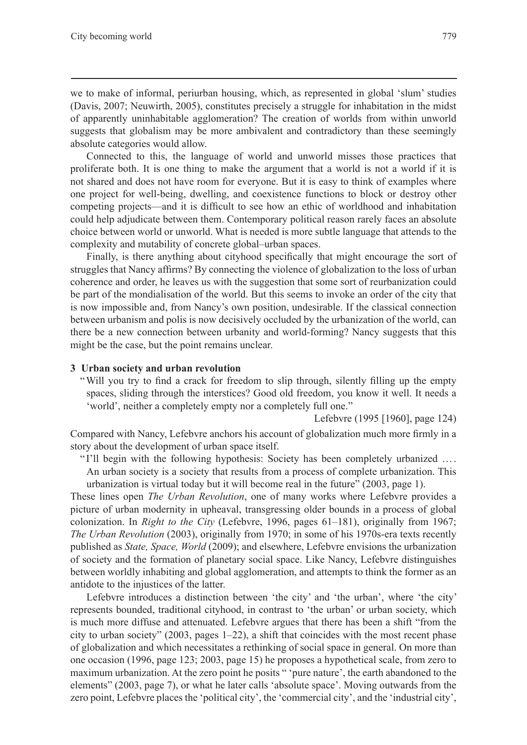we to make of informal, periurban housing, which, as represented in global 'slum' studies (Davis, 2007; Neuwirth, 2005), constitutes precisely a struggle for inhabitation in the midst of apparently uninhabitable agglomeration? The creation of worlds from within unworld suggests that globalism may be more ambivalent and contradictory than these seemingly absolute categories would allow.

Connected to this, the language of world and unworld misses those practices that proliferate both. It is one thing to make the argument that a world is not a world if it is not shared and does not have room for everyone. But it is easy to think of examples where one project for well-being, dwelling, and coexistence functions to block or destroy other competing projects—and it is difficult to see how an ethic of worldhood and inhabitation could help adjudicate between them. Contemporary political reason rarely faces an absolute choice between world or unworld. What is needed is more subtle language that attends to the complexity and mutability of concrete global–urban spaces.

Finally, is there anything about cityhood specifically that might encourage the sort of struggles that Nancy affirms? By connecting the violence of globalization to the loss of urban coherence and order, he leaves us with the suggestion that some sort of reurbanization could be part of the mondialisation of the world. But this seems to invoke an order of the city that is now impossible and, from Nancy's own position, undesirable. If the classical connection between urbanism and polis is now decisively occluded by the urbanization of the world, can there be a new connection between urbanity and world-forming? Nancy suggests that this might be the case, but the point remains unclear.

## 3 Urban society and urban revolution

> "Will you try to find a crack for freedom to slip through, silently filling up the empty spaces, sliding through the interstices? Good old freedom, you know it well. It needs a 'world', neither a completely empty nor a completely full one."
>
> Lefebvre (1995 [1960], page 124)

Compared with Nancy, Lefebvre anchors his account of globalization much more firmly in a story about the development of urban space itself.

> "I'll begin with the following hypothesis: Society has been completely urbanized …. An urban society is a society that results from a process of complete urbanization. This urbanization is virtual today but it will become real in the future" (2003, page 1).

These lines open *The Urban Revolution*, one of many works where Lefebvre provides a picture of urban modernity in upheaval, transgressing older bounds in a process of global colonization. In *Right to the City* (Lefebvre, 1996, pages 61–181), originally from 1967; *The Urban Revolution* (2003), originally from 1970; in some of his 1970s-era texts recently published as *State, Space, World* (2009); and elsewhere, Lefebvre envisions the urbanization of society and the formation of planetary social space. Like Nancy, Lefebvre distinguishes between worldly inhabiting and global agglomeration, and attempts to think the former as an antidote to the injustices of the latter.

Lefebvre introduces a distinction between 'the city' and 'the urban', where 'the city' represents bounded, traditional cityhood, in contrast to 'the urban' or urban society, which is much more diffuse and attenuated. Lefebvre argues that there has been a shift "from the city to urban society" (2003, pages 1–22), a shift that coincides with the most recent phase of globalization and which necessitates a rethinking of social space in general. On more than one occasion (1996, page 123; 2003, page 15) he proposes a hypothetical scale, from zero to maximum urbanization. At the zero point he posits " 'pure nature', the earth abandoned to the elements" (2003, page 7), or what he later calls 'absolute space'. Moving outwards from the zero point, Lefebvre places the 'political city', the 'commercial city', and the 'industrial city',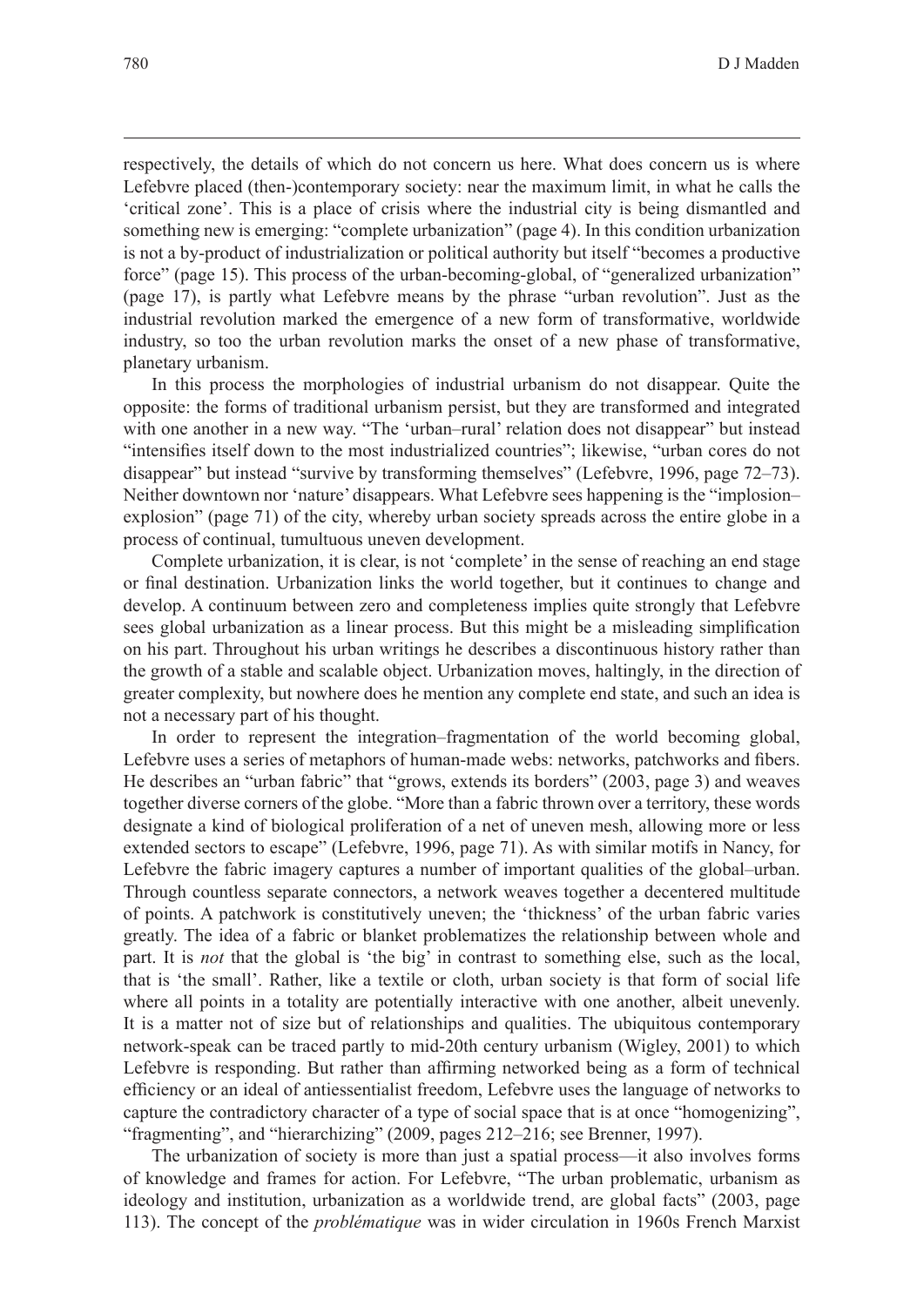respectively, the details of which do not concern us here. What does concern us is where Lefebvre placed (then-)contemporary society: near the maximum limit, in what he calls the 'critical zone'. This is a place of crisis where the industrial city is being dismantled and something new is emerging: "complete urbanization" (page 4). In this condition urbanization is not a by-product of industrialization or political authority but itself "becomes a productive force" (page 15). This process of the urban-becoming-global, of "generalized urbanization" (page 17), is partly what Lefebvre means by the phrase "urban revolution". Just as the industrial revolution marked the emergence of a new form of transformative, worldwide industry, so too the urban revolution marks the onset of a new phase of transformative, planetary urbanism.

In this process the morphologies of industrial urbanism do not disappear. Quite the opposite: the forms of traditional urbanism persist, but they are transformed and integrated with one another in a new way. "The 'urban–rural' relation does not disappear" but instead "intensifies itself down to the most industrialized countries"; likewise, "urban cores do not disappear" but instead "survive by transforming themselves" (Lefebvre, 1996, page 72–73). Neither downtown nor 'nature' disappears. What Lefebvre sees happening is the "implosion–explosion" (page 71) of the city, whereby urban society spreads across the entire globe in a process of continual, tumultuous uneven development.

Complete urbanization, it is clear, is not 'complete' in the sense of reaching an end stage or final destination. Urbanization links the world together, but it continues to change and develop. A continuum between zero and completeness implies quite strongly that Lefebvre sees global urbanization as a linear process. But this might be a misleading simplification on his part. Throughout his urban writings he describes a discontinuous history rather than the growth of a stable and scalable object. Urbanization moves, haltingly, in the direction of greater complexity, but nowhere does he mention any complete end state, and such an idea is not a necessary part of his thought.

In order to represent the integration–fragmentation of the world becoming global, Lefebvre uses a series of metaphors of human-made webs: networks, patchworks and fibers. He describes an "urban fabric" that "grows, extends its borders" (2003, page 3) and weaves together diverse corners of the globe. "More than a fabric thrown over a territory, these words designate a kind of biological proliferation of a net of uneven mesh, allowing more or less extended sectors to escape" (Lefebvre, 1996, page 71). As with similar motifs in Nancy, for Lefebvre the fabric imagery captures a number of important qualities of the global–urban. Through countless separate connectors, a network weaves together a decentered multitude of points. A patchwork is constitutively uneven; the 'thickness' of the urban fabric varies greatly. The idea of a fabric or blanket problematizes the relationship between whole and part. It is *not* that the global is 'the big' in contrast to something else, such as the local, that is 'the small'. Rather, like a textile or cloth, urban society is that form of social life where all points in a totality are potentially interactive with one another, albeit unevenly. It is a matter not of size but of relationships and qualities. The ubiquitous contemporary network-speak can be traced partly to mid-20th century urbanism (Wigley, 2001) to which Lefebvre is responding. But rather than affirming networked being as a form of technical efficiency or an ideal of antiessentialist freedom, Lefebvre uses the language of networks to capture the contradictory character of a type of social space that is at once "homogenizing", "fragmenting", and "hierarchizing" (2009, pages 212–216; see Brenner, 1997).

The urbanization of society is more than just a spatial process—it also involves forms of knowledge and frames for action. For Lefebvre, "The urban problematic, urbanism as ideology and institution, urbanization as a worldwide trend, are global facts" (2003, page 113). The concept of the *problématique* was in wider circulation in 1960s French Marxist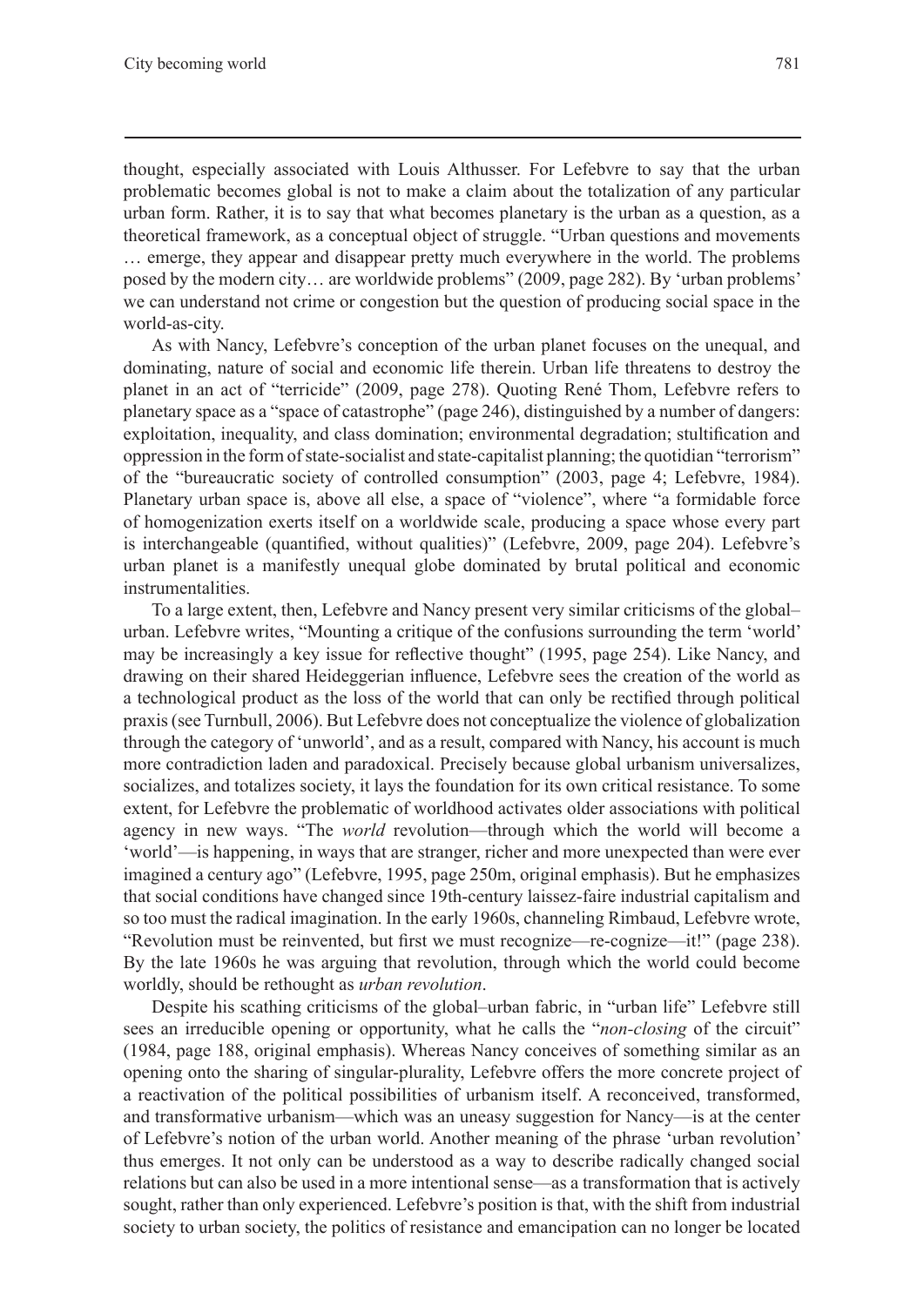thought, especially associated with Louis Althusser. For Lefebvre to say that the urban problematic becomes global is not to make a claim about the totalization of any particular urban form. Rather, it is to say that what becomes planetary is the urban as a question, as a theoretical framework, as a conceptual object of struggle. "Urban questions and movements … emerge, they appear and disappear pretty much everywhere in the world. The problems posed by the modern city… are worldwide problems" (2009, page 282). By 'urban problems' we can understand not crime or congestion but the question of producing social space in the world-as-city.

As with Nancy, Lefebvre's conception of the urban planet focuses on the unequal, and dominating, nature of social and economic life therein. Urban life threatens to destroy the planet in an act of "terricide" (2009, page 278). Quoting René Thom, Lefebvre refers to planetary space as a "space of catastrophe" (page 246), distinguished by a number of dangers: exploitation, inequality, and class domination; environmental degradation; stultification and oppression in the form of state-socialist and state-capitalist planning; the quotidian "terrorism" of the "bureaucratic society of controlled consumption" (2003, page 4; Lefebvre, 1984). Planetary urban space is, above all else, a space of "violence", where "a formidable force of homogenization exerts itself on a worldwide scale, producing a space whose every part is interchangeable (quantified, without qualities)" (Lefebvre, 2009, page 204). Lefebvre's urban planet is a manifestly unequal globe dominated by brutal political and economic instrumentalities.

To a large extent, then, Lefebvre and Nancy present very similar criticisms of the global–urban. Lefebvre writes, "Mounting a critique of the confusions surrounding the term 'world' may be increasingly a key issue for reflective thought" (1995, page 254). Like Nancy, and drawing on their shared Heideggerian influence, Lefebvre sees the creation of the world as a technological product as the loss of the world that can only be rectified through political praxis (see Turnbull, 2006). But Lefebvre does not conceptualize the violence of globalization through the category of 'unworld', and as a result, compared with Nancy, his account is much more contradiction laden and paradoxical. Precisely because global urbanism universalizes, socializes, and totalizes society, it lays the foundation for its own critical resistance. To some extent, for Lefebvre the problematic of worldhood activates older associations with political agency in new ways. "The *world* revolution—through which the world will become a 'world'—is happening, in ways that are stranger, richer and more unexpected than were ever imagined a century ago" (Lefebvre, 1995, page 250m, original emphasis). But he emphasizes that social conditions have changed since 19th-century laissez-faire industrial capitalism and so too must the radical imagination. In the early 1960s, channeling Rimbaud, Lefebvre wrote, "Revolution must be reinvented, but first we must recognize—re-cognize—it!" (page 238). By the late 1960s he was arguing that revolution, through which the world could become worldly, should be rethought as *urban revolution*.

Despite his scathing criticisms of the global–urban fabric, in "urban life" Lefebvre still sees an irreducible opening or opportunity, what he calls the "*non-closing* of the circuit" (1984, page 188, original emphasis). Whereas Nancy conceives of something similar as an opening onto the sharing of singular-plurality, Lefebvre offers the more concrete project of a reactivation of the political possibilities of urbanism itself. A reconceived, transformed, and transformative urbanism—which was an uneasy suggestion for Nancy—is at the center of Lefebvre's notion of the urban world. Another meaning of the phrase 'urban revolution' thus emerges. It not only can be understood as a way to describe radically changed social relations but can also be used in a more intentional sense—as a transformation that is actively sought, rather than only experienced. Lefebvre's position is that, with the shift from industrial society to urban society, the politics of resistance and emancipation can no longer be located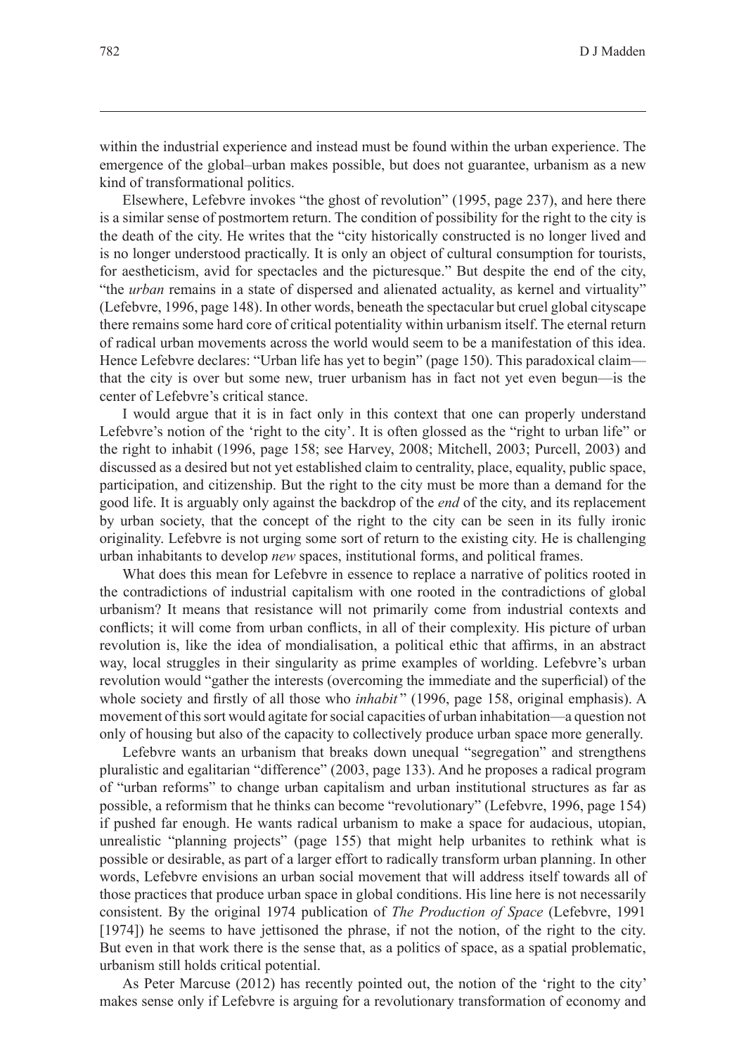within the industrial experience and instead must be found within the urban experience. The emergence of the global–urban makes possible, but does not guarantee, urbanism as a new kind of transformational politics.

Elsewhere, Lefebvre invokes "the ghost of revolution" (1995, page 237), and here there is a similar sense of postmortem return. The condition of possibility for the right to the city is the death of the city. He writes that the "city historically constructed is no longer lived and is no longer understood practically. It is only an object of cultural consumption for tourists, for aestheticism, avid for spectacles and the picturesque." But despite the end of the city, "the *urban* remains in a state of dispersed and alienated actuality, as kernel and virtuality" (Lefebvre, 1996, page 148). In other words, beneath the spectacular but cruel global cityscape there remains some hard core of critical potentiality within urbanism itself. The eternal return of radical urban movements across the world would seem to be a manifestation of this idea. Hence Lefebvre declares: "Urban life has yet to begin" (page 150). This paradoxical claim—that the city is over but some new, truer urbanism has in fact not yet even begun—is the center of Lefebvre's critical stance.

I would argue that it is in fact only in this context that one can properly understand Lefebvre's notion of the 'right to the city'. It is often glossed as the "right to urban life" or the right to inhabit (1996, page 158; see Harvey, 2008; Mitchell, 2003; Purcell, 2003) and discussed as a desired but not yet established claim to centrality, place, equality, public space, participation, and citizenship. But the right to the city must be more than a demand for the good life. It is arguably only against the backdrop of the *end* of the city, and its replacement by urban society, that the concept of the right to the city can be seen in its fully ironic originality. Lefebvre is not urging some sort of return to the existing city. He is challenging urban inhabitants to develop *new* spaces, institutional forms, and political frames.

What does this mean for Lefebvre in essence to replace a narrative of politics rooted in the contradictions of industrial capitalism with one rooted in the contradictions of global urbanism? It means that resistance will not primarily come from industrial contexts and conflicts; it will come from urban conflicts, in all of their complexity. His picture of urban revolution is, like the idea of mondialisation, a political ethic that affirms, in an abstract way, local struggles in their singularity as prime examples of worlding. Lefebvre's urban revolution would "gather the interests (overcoming the immediate and the superficial) of the whole society and firstly of all those who *inhabit*" (1996, page 158, original emphasis). A movement of this sort would agitate for social capacities of urban inhabitation—a question not only of housing but also of the capacity to collectively produce urban space more generally.

Lefebvre wants an urbanism that breaks down unequal "segregation" and strengthens pluralistic and egalitarian "difference" (2003, page 133). And he proposes a radical program of "urban reforms" to change urban capitalism and urban institutional structures as far as possible, a reformism that he thinks can become "revolutionary" (Lefebvre, 1996, page 154) if pushed far enough. He wants radical urbanism to make a space for audacious, utopian, unrealistic "planning projects" (page 155) that might help urbanites to rethink what is possible or desirable, as part of a larger effort to radically transform urban planning. In other words, Lefebvre envisions an urban social movement that will address itself towards all of those practices that produce urban space in global conditions. His line here is not necessarily consistent. By the original 1974 publication of *The Production of Space* (Lefebvre, 1991 [1974]) he seems to have jettisoned the phrase, if not the notion, of the right to the city. But even in that work there is the sense that, as a politics of space, as a spatial problematic, urbanism still holds critical potential.

As Peter Marcuse (2012) has recently pointed out, the notion of the 'right to the city' makes sense only if Lefebvre is arguing for a revolutionary transformation of economy and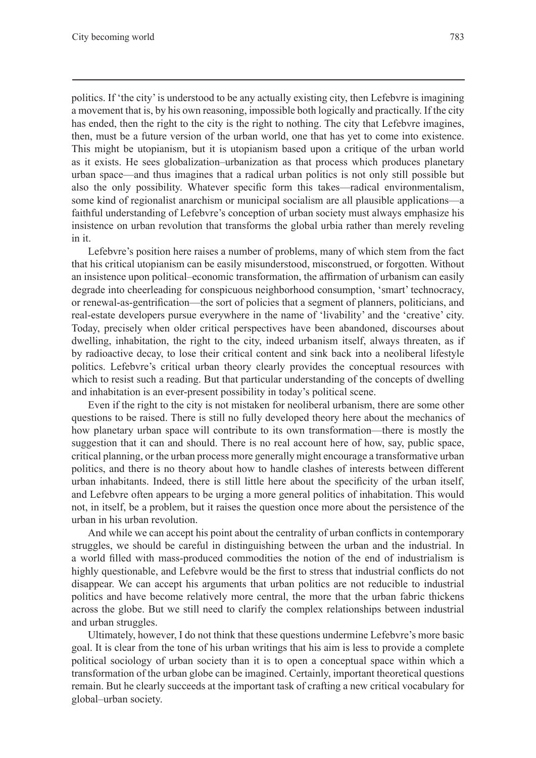politics. If 'the city' is understood to be any actually existing city, then Lefebvre is imagining a movement that is, by his own reasoning, impossible both logically and practically. If the city has ended, then the right to the city is the right to nothing. The city that Lefebvre imagines, then, must be a future version of the urban world, one that has yet to come into existence. This might be utopianism, but it is utopianism based upon a critique of the urban world as it exists. He sees globalization–urbanization as that process which produces planetary urban space—and thus imagines that a radical urban politics is not only still possible but also the only possibility. Whatever specific form this takes—radical environmentalism, some kind of regionalist anarchism or municipal socialism are all plausible applications—a faithful understanding of Lefebvre's conception of urban society must always emphasize his insistence on urban revolution that transforms the global urbia rather than merely reveling in it.

Lefebvre's position here raises a number of problems, many of which stem from the fact that his critical utopianism can be easily misunderstood, misconstrued, or forgotten. Without an insistence upon political–economic transformation, the affirmation of urbanism can easily degrade into cheerleading for conspicuous neighborhood consumption, 'smart' technocracy, or renewal-as-gentrification—the sort of policies that a segment of planners, politicians, and real-estate developers pursue everywhere in the name of 'livability' and the 'creative' city. Today, precisely when older critical perspectives have been abandoned, discourses about dwelling, inhabitation, the right to the city, indeed urbanism itself, always threaten, as if by radioactive decay, to lose their critical content and sink back into a neoliberal lifestyle politics. Lefebvre's critical urban theory clearly provides the conceptual resources with which to resist such a reading. But that particular understanding of the concepts of dwelling and inhabitation is an ever-present possibility in today's political scene.

Even if the right to the city is not mistaken for neoliberal urbanism, there are some other questions to be raised. There is still no fully developed theory here about the mechanics of how planetary urban space will contribute to its own transformation—there is mostly the suggestion that it can and should. There is no real account here of how, say, public space, critical planning, or the urban process more generally might encourage a transformative urban politics, and there is no theory about how to handle clashes of interests between different urban inhabitants. Indeed, there is still little here about the specificity of the urban itself, and Lefebvre often appears to be urging a more general politics of inhabitation. This would not, in itself, be a problem, but it raises the question once more about the persistence of the urban in his urban revolution.

And while we can accept his point about the centrality of urban conflicts in contemporary struggles, we should be careful in distinguishing between the urban and the industrial. In a world filled with mass-produced commodities the notion of the end of industrialism is highly questionable, and Lefebvre would be the first to stress that industrial conflicts do not disappear. We can accept his arguments that urban politics are not reducible to industrial politics and have become relatively more central, the more that the urban fabric thickens across the globe. But we still need to clarify the complex relationships between industrial and urban struggles.

Ultimately, however, I do not think that these questions undermine Lefebvre's more basic goal. It is clear from the tone of his urban writings that his aim is less to provide a complete political sociology of urban society than it is to open a conceptual space within which a transformation of the urban globe can be imagined. Certainly, important theoretical questions remain. But he clearly succeeds at the important task of crafting a new critical vocabulary for global–urban society.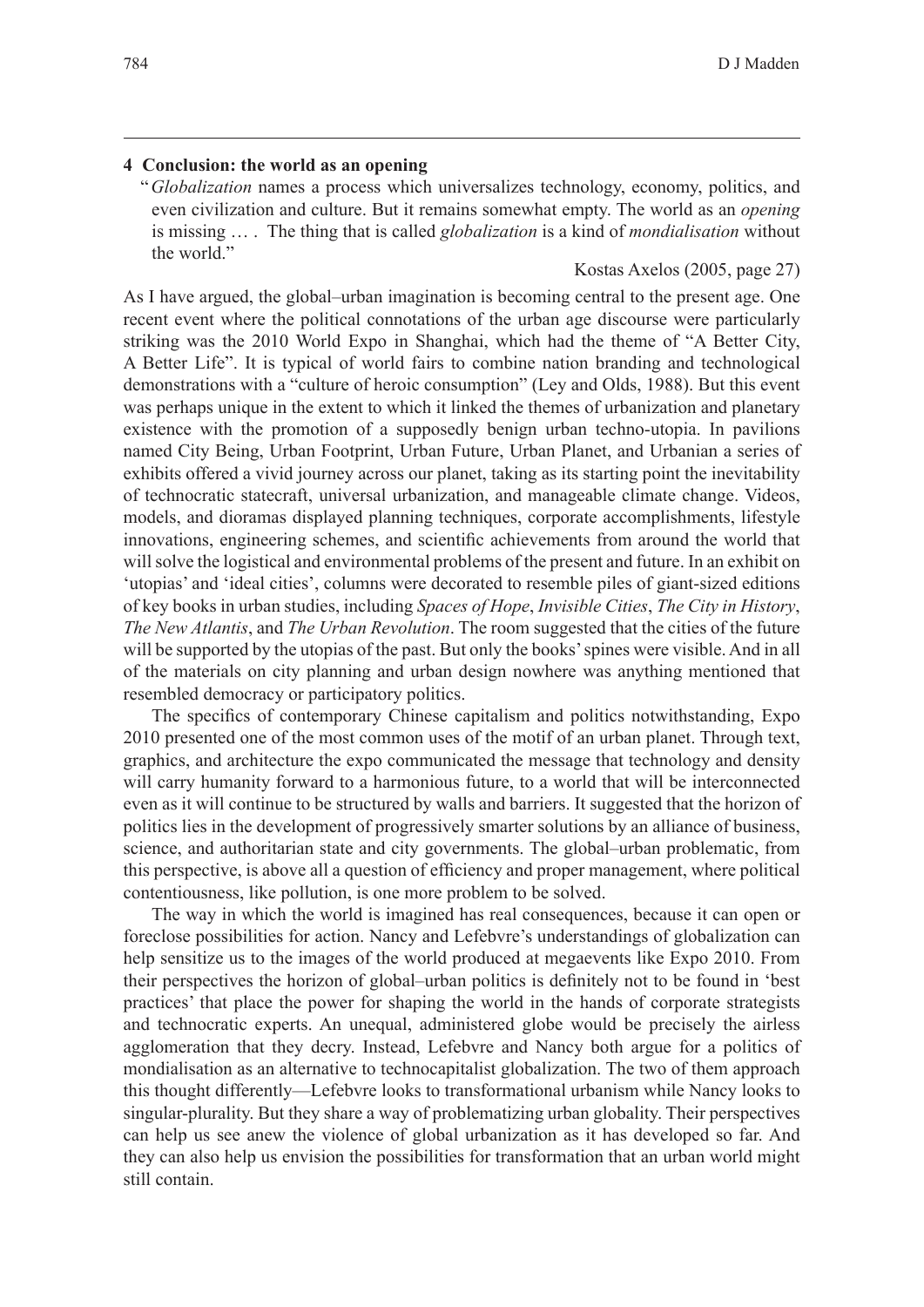## 4 Conclusion: the world as an opening

> "*Globalization* names a process which universalizes technology, economy, politics, and even civilization and culture. But it remains somewhat empty. The world as an *opening* is missing … . The thing that is called *globalization* is a kind of *mondialisation* without the world."
>
> Kostas Axelos (2005, page 27)

As I have argued, the global–urban imagination is becoming central to the present age. One recent event where the political connotations of the urban age discourse were particularly striking was the 2010 World Expo in Shanghai, which had the theme of "A Better City, A Better Life". It is typical of world fairs to combine nation branding and technological demonstrations with a "culture of heroic consumption" (Ley and Olds, 1988). But this event was perhaps unique in the extent to which it linked the themes of urbanization and planetary existence with the promotion of a supposedly benign urban techno-utopia. In pavilions named City Being, Urban Footprint, Urban Future, Urban Planet, and Urbanian a series of exhibits offered a vivid journey across our planet, taking as its starting point the inevitability of technocratic statecraft, universal urbanization, and manageable climate change. Videos, models, and dioramas displayed planning techniques, corporate accomplishments, lifestyle innovations, engineering schemes, and scientific achievements from around the world that will solve the logistical and environmental problems of the present and future. In an exhibit on 'utopias' and 'ideal cities', columns were decorated to resemble piles of giant-sized editions of key books in urban studies, including *Spaces of Hope*, *Invisible Cities*, *The City in History*, *The New Atlantis*, and *The Urban Revolution*. The room suggested that the cities of the future will be supported by the utopias of the past. But only the books' spines were visible. And in all of the materials on city planning and urban design nowhere was anything mentioned that resembled democracy or participatory politics.

The specifics of contemporary Chinese capitalism and politics notwithstanding, Expo 2010 presented one of the most common uses of the motif of an urban planet. Through text, graphics, and architecture the expo communicated the message that technology and density will carry humanity forward to a harmonious future, to a world that will be interconnected even as it will continue to be structured by walls and barriers. It suggested that the horizon of politics lies in the development of progressively smarter solutions by an alliance of business, science, and authoritarian state and city governments. The global–urban problematic, from this perspective, is above all a question of efficiency and proper management, where political contentiousness, like pollution, is one more problem to be solved.

The way in which the world is imagined has real consequences, because it can open or foreclose possibilities for action. Nancy and Lefebvre's understandings of globalization can help sensitize us to the images of the world produced at megaevents like Expo 2010. From their perspectives the horizon of global–urban politics is definitely not to be found in 'best practices' that place the power for shaping the world in the hands of corporate strategists and technocratic experts. An unequal, administered globe would be precisely the airless agglomeration that they decry. Instead, Lefebvre and Nancy both argue for a politics of mondialisation as an alternative to technocapitalist globalization. The two of them approach this thought differently—Lefebvre looks to transformational urbanism while Nancy looks to singular-plurality. But they share a way of problematizing urban globality. Their perspectives can help us see anew the violence of global urbanization as it has developed so far. And they can also help us envision the possibilities for transformation that an urban world might still contain.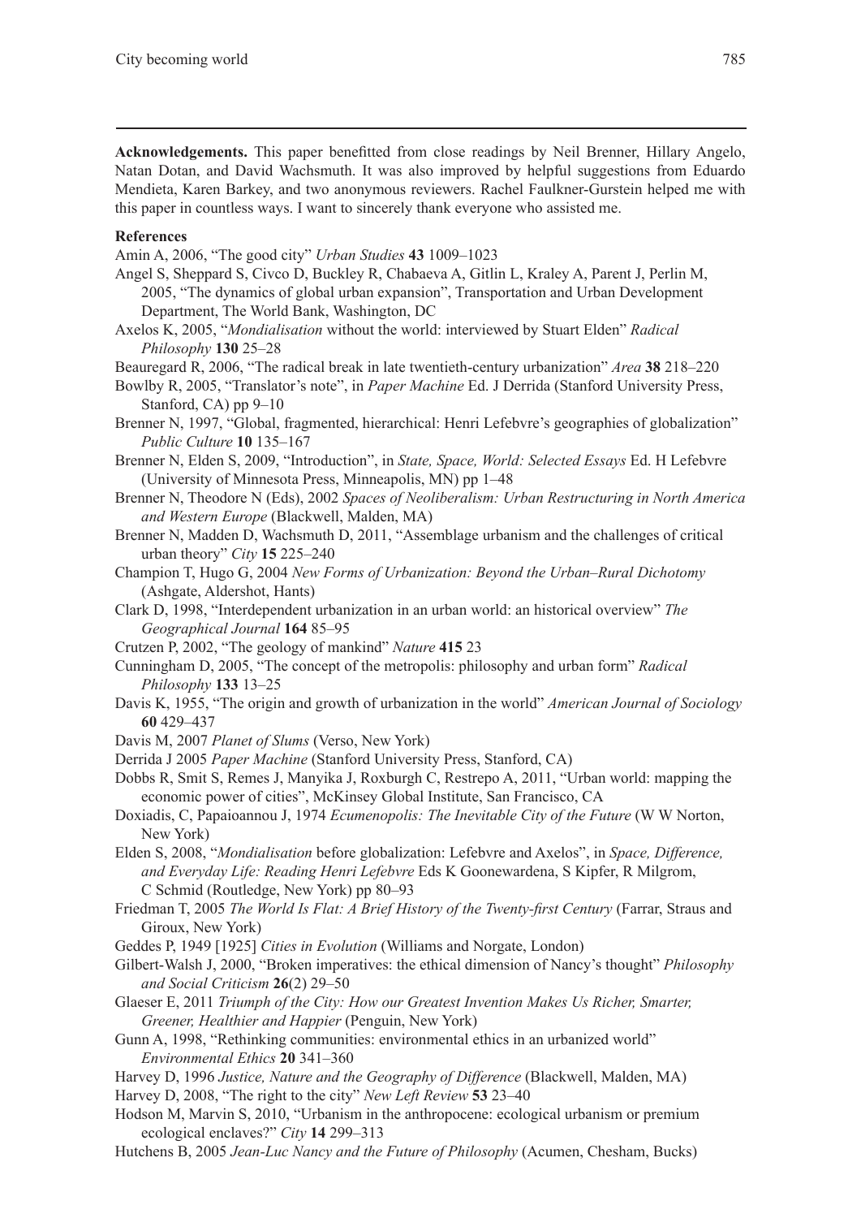**Acknowledgements.** This paper benefitted from close readings by Neil Brenner, Hillary Angelo, Natan Dotan, and David Wachsmuth. It was also improved by helpful suggestions from Eduardo Mendieta, Karen Barkey, and two anonymous reviewers. Rachel Faulkner-Gurstein helped me with this paper in countless ways. I want to sincerely thank everyone who assisted me.

**References**

Amin A, 2006, "The good city" *Urban Studies* **43** 1009–1023

Angel S, Sheppard S, Civco D, Buckley R, Chabaeva A, Gitlin L, Kraley A, Parent J, Perlin M, 2005, "The dynamics of global urban expansion", Transportation and Urban Development Department, The World Bank, Washington, DC

Axelos K, 2005, "*Mondialisation* without the world: interviewed by Stuart Elden" *Radical Philosophy* **130** 25–28

Beauregard R, 2006, "The radical break in late twentieth-century urbanization" *Area* **38** 218–220

Bowlby R, 2005, "Translator's note", in *Paper Machine* Ed. J Derrida (Stanford University Press, Stanford, CA) pp 9–10

Brenner N, 1997, "Global, fragmented, hierarchical: Henri Lefebvre's geographies of globalization" *Public Culture* **10** 135–167

Brenner N, Elden S, 2009, "Introduction", in *State, Space, World: Selected Essays* Ed. H Lefebvre (University of Minnesota Press, Minneapolis, MN) pp 1–48

Brenner N, Theodore N (Eds), 2002 *Spaces of Neoliberalism: Urban Restructuring in North America and Western Europe* (Blackwell, Malden, MA)

Brenner N, Madden D, Wachsmuth D, 2011, "Assemblage urbanism and the challenges of critical urban theory" *City* **15** 225–240

Champion T, Hugo G, 2004 *New Forms of Urbanization: Beyond the Urban–Rural Dichotomy* (Ashgate, Aldershot, Hants)

Clark D, 1998, "Interdependent urbanization in an urban world: an historical overview" *The Geographical Journal* **164** 85–95

Crutzen P, 2002, "The geology of mankind" *Nature* **415** 23

Cunningham D, 2005, "The concept of the metropolis: philosophy and urban form" *Radical Philosophy* **133** 13–25

Davis K, 1955, "The origin and growth of urbanization in the world" *American Journal of Sociology* **60** 429–437

Davis M, 2007 *Planet of Slums* (Verso, New York)

Derrida J 2005 *Paper Machine* (Stanford University Press, Stanford, CA)

Dobbs R, Smit S, Remes J, Manyika J, Roxburgh C, Restrepo A, 2011, "Urban world: mapping the economic power of cities", McKinsey Global Institute, San Francisco, CA

Doxiadis, C, Papaioannou J, 1974 *Ecumenopolis: The Inevitable City of the Future* (W W Norton, New York)

Elden S, 2008, "*Mondialisation* before globalization: Lefebvre and Axelos", in *Space, Difference, and Everyday Life: Reading Henri Lefebvre* Eds K Goonewardena, S Kipfer, R Milgrom, C Schmid (Routledge, New York) pp 80–93

Friedman T, 2005 *The World Is Flat: A Brief History of the Twenty-first Century* (Farrar, Straus and Giroux, New York)

Geddes P, 1949 [1925] *Cities in Evolution* (Williams and Norgate, London)

Gilbert-Walsh J, 2000, "Broken imperatives: the ethical dimension of Nancy's thought" *Philosophy and Social Criticism* **26**(2) 29–50

Glaeser E, 2011 *Triumph of the City: How our Greatest Invention Makes Us Richer, Smarter, Greener, Healthier and Happier* (Penguin, New York)

Gunn A, 1998, "Rethinking communities: environmental ethics in an urbanized world" *Environmental Ethics* **20** 341–360

Harvey D, 1996 *Justice, Nature and the Geography of Difference* (Blackwell, Malden, MA)

Harvey D, 2008, "The right to the city" *New Left Review* **53** 23–40

Hodson M, Marvin S, 2010, "Urbanism in the anthropocene: ecological urbanism or premium ecological enclaves?" *City* **14** 299–313

Hutchens B, 2005 *Jean-Luc Nancy and the Future of Philosophy* (Acumen, Chesham, Bucks)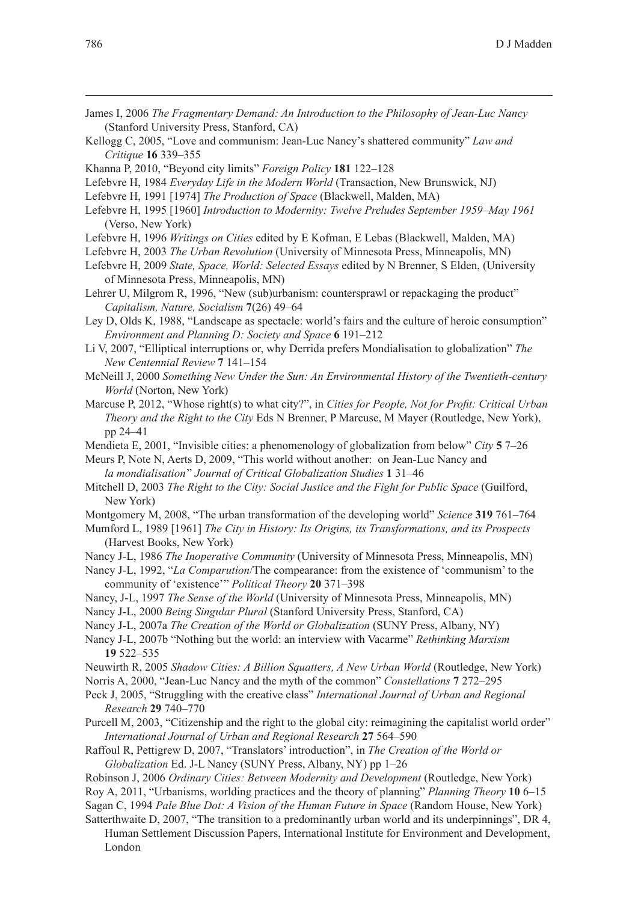James I, 2006 *The Fragmentary Demand: An Introduction to the Philosophy of Jean-Luc Nancy* (Stanford University Press, Stanford, CA)

Kellogg C, 2005, "Love and communism: Jean-Luc Nancy's shattered community" *Law and Critique* **16** 339–355

Khanna P, 2010, "Beyond city limits" *Foreign Policy* **181** 122–128

Lefebvre H, 1984 *Everyday Life in the Modern World* (Transaction, New Brunswick, NJ)

Lefebvre H, 1991 [1974] *The Production of Space* (Blackwell, Malden, MA)

Lefebvre H, 1995 [1960] *Introduction to Modernity: Twelve Preludes September 1959–May 1961* (Verso, New York)

Lefebvre H, 1996 *Writings on Cities* edited by E Kofman, E Lebas (Blackwell, Malden, MA)

Lefebvre H, 2003 *The Urban Revolution* (University of Minnesota Press, Minneapolis, MN)

Lefebvre H, 2009 *State, Space, World: Selected Essays* edited by N Brenner, S Elden, (University of Minnesota Press, Minneapolis, MN)

Lehrer U, Milgrom R, 1996, "New (sub)urbanism: countersprawl or repackaging the product" *Capitalism, Nature, Socialism* **7**(26) 49–64

Ley D, Olds K, 1988, "Landscape as spectacle: world's fairs and the culture of heroic consumption" *Environment and Planning D: Society and Space* **6** 191–212

Li V, 2007, "Elliptical interruptions or, why Derrida prefers Mondialisation to globalization" *The New Centennial Review* **7** 141–154

McNeill J, 2000 *Something New Under the Sun: An Environmental History of the Twentieth-century World* (Norton, New York)

Marcuse P, 2012, "Whose right(s) to what city?", in *Cities for People, Not for Profit: Critical Urban Theory and the Right to the City* Eds N Brenner, P Marcuse, M Mayer (Routledge, New York), pp 24–41

Mendieta E, 2001, "Invisible cities: a phenomenology of globalization from below" *City* **5** 7–26

Meurs P, Note N, Aerts D, 2009, "This world without another: on Jean-Luc Nancy and *la mondialisation*" *Journal of Critical Globalization Studies* **1** 31–46

Mitchell D, 2003 *The Right to the City: Social Justice and the Fight for Public Space* (Guilford, New York)

Montgomery M, 2008, "The urban transformation of the developing world" *Science* **319** 761–764

Mumford L, 1989 [1961] *The City in History: Its Origins, its Transformations, and its Prospects* (Harvest Books, New York)

Nancy J-L, 1986 *The Inoperative Community* (University of Minnesota Press, Minneapolis, MN)

Nancy J-L, 1992, "*La Comparution*/The compearance: from the existence of 'communism' to the community of 'existence'" *Political Theory* **20** 371–398

Nancy, J-L, 1997 *The Sense of the World* (University of Minnesota Press, Minneapolis, MN)

Nancy J-L, 2000 *Being Singular Plural* (Stanford University Press, Stanford, CA)

Nancy J-L, 2007a *The Creation of the World or Globalization* (SUNY Press, Albany, NY)

Nancy J-L, 2007b "Nothing but the world: an interview with Vacarme" *Rethinking Marxism* **19** 522–535

Neuwirth R, 2005 *Shadow Cities: A Billion Squatters, A New Urban World* (Routledge, New York)

Norris A, 2000, "Jean-Luc Nancy and the myth of the common" *Constellations* **7** 272–295

Peck J, 2005, "Struggling with the creative class" *International Journal of Urban and Regional Research* **29** 740–770

Purcell M, 2003, "Citizenship and the right to the global city: reimagining the capitalist world order" *International Journal of Urban and Regional Research* **27** 564–590

Raffoul R, Pettigrew D, 2007, "Translators' introduction", in *The Creation of the World or Globalization* Ed. J-L Nancy (SUNY Press, Albany, NY) pp 1–26

Robinson J, 2006 *Ordinary Cities: Between Modernity and Development* (Routledge, New York)

Roy A, 2011, "Urbanisms, worlding practices and the theory of planning" *Planning Theory* **10** 6–15

Sagan C, 1994 *Pale Blue Dot: A Vision of the Human Future in Space* (Random House, New York)

Satterthwaite D, 2007, "The transition to a predominantly urban world and its underpinnings", DR 4, Human Settlement Discussion Papers, International Institute for Environment and Development, London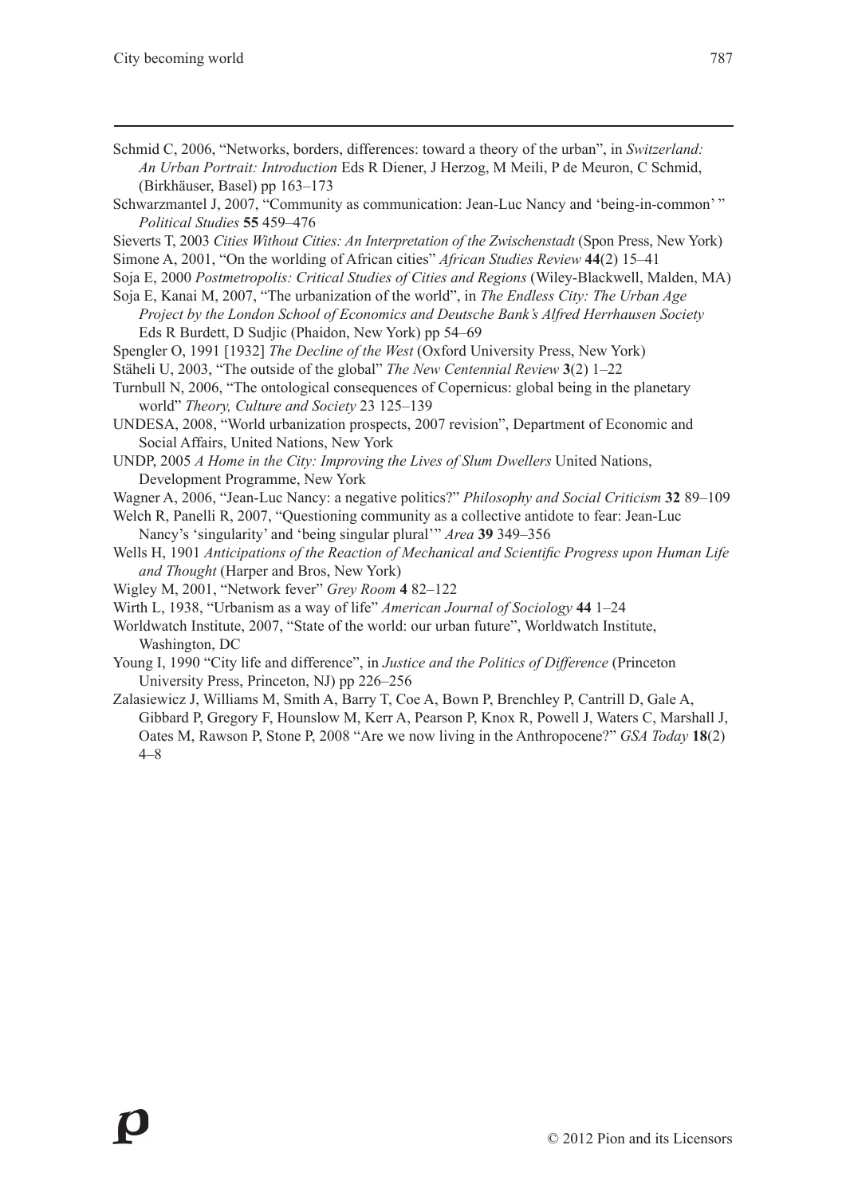Schmid C, 2006, "Networks, borders, differences: toward a theory of the urban", in *Switzerland: An Urban Portrait: Introduction* Eds R Diener, J Herzog, M Meili, P de Meuron, C Schmid, (Birkhäuser, Basel) pp 163–173

Schwarzmantel J, 2007, "Community as communication: Jean-Luc Nancy and 'being-in-common' " *Political Studies* **55** 459–476

Sieverts T, 2003 *Cities Without Cities: An Interpretation of the Zwischenstadt* (Spon Press, New York)

Simone A, 2001, "On the worlding of African cities" *African Studies Review* **44**(2) 15–41

Soja E, 2000 *Postmetropolis: Critical Studies of Cities and Regions* (Wiley-Blackwell, Malden, MA)

Soja E, Kanai M, 2007, "The urbanization of the world", in *The Endless City: The Urban Age Project by the London School of Economics and Deutsche Bank's Alfred Herrhausen Society* Eds R Burdett, D Sudjic (Phaidon, New York) pp 54–69

Spengler O, 1991 [1932] *The Decline of the West* (Oxford University Press, New York)

Stäheli U, 2003, "The outside of the global" *The New Centennial Review* **3**(2) 1–22

Turnbull N, 2006, "The ontological consequences of Copernicus: global being in the planetary world" *Theory, Culture and Society* 23 125–139

UNDESA, 2008, "World urbanization prospects, 2007 revision", Department of Economic and Social Affairs, United Nations, New York

UNDP, 2005 *A Home in the City: Improving the Lives of Slum Dwellers* United Nations, Development Programme, New York

Wagner A, 2006, "Jean-Luc Nancy: a negative politics?" *Philosophy and Social Criticism* **32** 89–109

Welch R, Panelli R, 2007, "Questioning community as a collective antidote to fear: Jean-Luc Nancy's 'singularity' and 'being singular plural'" *Area* **39** 349–356

Wells H, 1901 *Anticipations of the Reaction of Mechanical and Scientific Progress upon Human Life and Thought* (Harper and Bros, New York)

Wigley M, 2001, "Network fever" *Grey Room* **4** 82–122

Wirth L, 1938, "Urbanism as a way of life" *American Journal of Sociology* **44** 1–24

Worldwatch Institute, 2007, "State of the world: our urban future", Worldwatch Institute, Washington, DC

Young I, 1990 "City life and difference", in *Justice and the Politics of Difference* (Princeton University Press, Princeton, NJ) pp 226–256

Zalasiewicz J, Williams M, Smith A, Barry T, Coe A, Bown P, Brenchley P, Cantrill D, Gale A, Gibbard P, Gregory F, Hounslow M, Kerr A, Pearson P, Knox R, Powell J, Waters C, Marshall J, Oates M, Rawson P, Stone P, 2008 "Are we now living in the Anthropocene?" *GSA Today* **18**(2) 4–8

© 2012 Pion and its Licensors